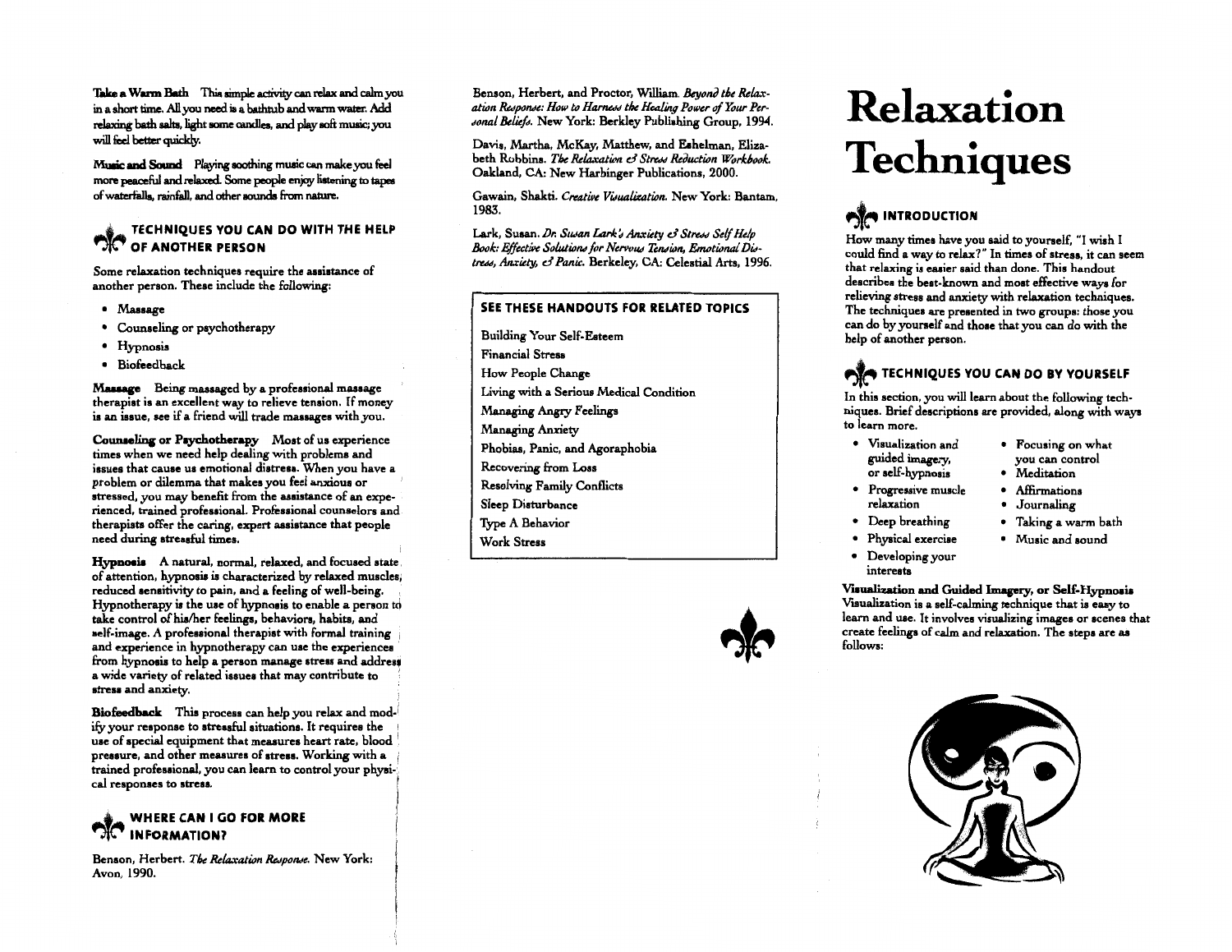**Take a Warm Bath** This simple activity can relax and calm you in a short time. All you need is a bathtub and warm water. Add relaxing bath salts, light some candles, and play soft music; you will feel better quickly.

**Music and Sound** Playing soothing music can make you feel more peaceful and relaxed. Some people enjoy listening to tapes of waterfalls, rainfall, and other sounds from nature.

## TECHNIQUES YOU CAN DO WITH THE HELP OF ANOTHER PERSON

Some relaxation techniques require the assistance of another person. These include the following:

- Massage
- Counseling or psychotherapy
- Hypnosis
- Biofeedback

**Massage** Being massaged by a professional massage therapist is an excellent way to relieve tension. If money is an issue, see if a friend will trade massages with you.

**Counseling or Psychotherapy** Most of us experience times when we need help dealing with problems and issues that cause us emotional distress. When you have a problem or dilemma that makes you feel anxious or stressed, you may benefit from the assistance of an experienced, trained professional. Professional counselors and therapists offer the caring, expert assistance that people need during stressful times.

**Hypnosis** A natural, normal, relaxed, and focused state of attention, hypnosis is characterized by relaxed muscles, reduced sensitivity to pain, and a feeling of well-being. Hypnotherapy is the use of hypnosis to enable a person to take control of his/her feelings, behaviors, habits, and self-image. A professional therapist with formal training and experience in hypnotherapy can use the experiences from hypnosis to help a person manage stress and address a wide variety of related issues that may contribute to stress and anxiety.

**Biofeedback** This process can help you relax and modify your response to stressful situations. It requires the use of special equipment that measures heart rate, blood pressure, and other measures of stress. Working with a trained professional, you can learn to control your physical responses to stress.

## WHERE CAN I GO FOR MORE INFORMATION?

Benson, Herbert. *The Relaxation Response.* New York: Avon, 1990.

Benson, Herbert, and Proctor, William. *Beyond the Relaxation Response: How to Harness the Healing Power of Your Personal Beliefs.* New York: Berkley Publishing Group, 1994.

Davis, Martha, McKay, Matthew, and Eshelman, Elizabeth Robbins. *The Relaxation & Stress Reduction Workbook.* Oakland, CA: New Harbinger Publications, 2000.

Gawain, Shakti. *Creative Visualization.* New York: Bantam, 1983.

Lark, Susan. *Dr. Susan Lark's Anxiety & Stress Self Help Book: Effective Solutions for Nervous Tension, Emotional Distress, Anxiety, & Panic.* Berkeley, CA: Celestial Arts, 1996.

**SEE THESE HANDOUTS FOR RELATED TOPICS**

Building Your Self-Esteem
Financial Stress
How People Change
Living with a Serious Medical Condition
Managing Angry Feelings
Managing Anxiety
Phobias, Panic, and Agoraphobia
Recovering from Loss
Resolving Family Conflicts
Sleep Disturbance
Type A Behavior
Work Stress

# Relaxation Techniques

## INTRODUCTION

How many times have you said to yourself, "I wish I could find a way to relax?" In times of stress, it can seem that relaxing is easier said than done. This handout describes the best-known and most effective ways for relieving stress and anxiety with relaxation techniques. The techniques are presented in two groups: those you can do by yourself and those that you can do with the help of another person.

## TECHNIQUES YOU CAN DO BY YOURSELF

In this section, you will learn about the following techniques. Brief descriptions are provided, along with ways to learn more.

- Visualization and guided imagery, or self-hypnosis
- Progressive muscle relaxation
- Deep breathing
- Physical exercise
- Developing your interests
- Focusing on what you can control
- Meditation
- Affirmations
- Journaling
- Taking a warm bath
- Music and sound

**Visualization and Guided Imagery, or Self-Hypnosis** Visualization is a self-calming technique that is easy to learn and use. It involves visualizing images or scenes that create feelings of calm and relaxation. The steps are as follows: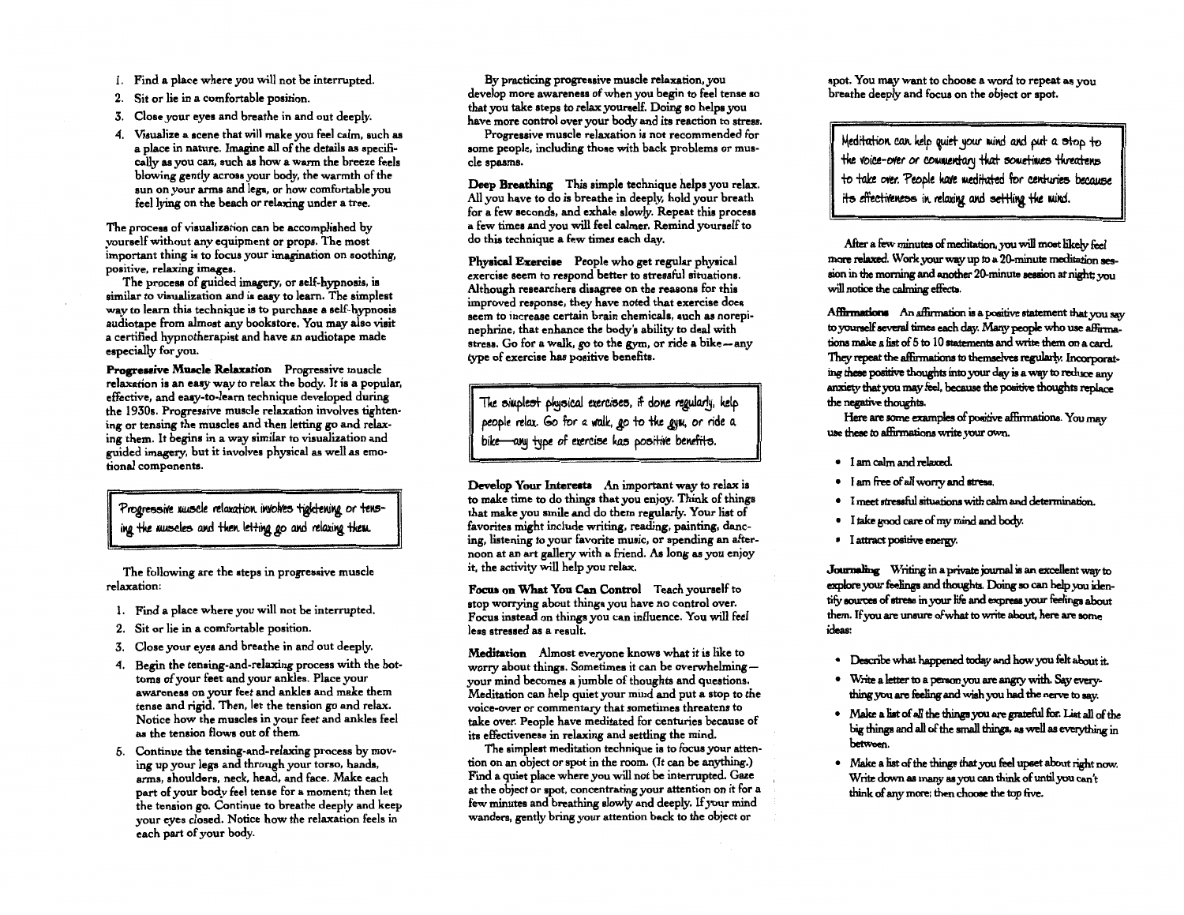1. Find a place where you will not be interrupted.
2. Sit or lie in a comfortable position.
3. Close your eyes and breathe in and out deeply.
4. Visualize a scene that will make you feel calm, such as a place in nature. Imagine all of the details as specifically as you can, such as how a warm the breeze feels blowing gently across your body, the warmth of the sun on your arms and legs, or how comfortable you feel lying on the beach or relaxing under a tree.

The process of visualization can be accomplished by yourself without any equipment or props. The most important thing is to focus your imagination on soothing, positive, relaxing images.

The process of guided imagery, or self-hypnosis, is similar to visualization and is easy to learn. The simplest way to learn this technique is to purchase a self-hypnosis audiotape from almost any bookstore. You may also visit a certified hypnotherapist and have an audiotape made especially for you.

**Progressive Muscle Relaxation** Progressive muscle relaxation is an easy way to relax the body. It is a popular, effective, and easy-to-learn technique developed during the 1930s. Progressive muscle relaxation involves tightening or tensing the muscles and then letting go and relaxing them. It begins in a way similar to visualization and guided imagery, but it involves physical as well as emotional components.

> *Progressive muscle relaxation involves tightening or tensing the muscles and then letting go and relaxing them.*

The following are the steps in progressive muscle relaxation:

1. Find a place where you will not be interrupted.
2. Sit or lie in a comfortable position.
3. Close your eyes and breathe in and out deeply.
4. Begin the tensing-and-relaxing process with the bottoms of your feet and your ankles. Place your awareness on your feet and ankles and make them tense and rigid. Then, let the tension go and relax. Notice how the muscles in your feet and ankles feel as the tension flows out of them.
5. Continue the tensing-and-relaxing process by moving up your legs and through your torso, hands, arms, shoulders, neck, head, and face. Make each part of your body feel tense for a moment; then let the tension go. Continue to breathe deeply and keep your eyes closed. Notice how the relaxation feels in each part of your body.

By practicing progressive muscle relaxation, you develop more awareness of when you begin to feel tense so that you take steps to relax yourself. Doing so helps you have more control over your body and its reaction to stress.

Progressive muscle relaxation is not recommended for some people, including those with back problems or muscle spasms.

**Deep Breathing** This simple technique helps you relax. All you have to do is breathe in deeply, hold your breath for a few seconds, and exhale slowly. Repeat this process a few times and you will feel calmer. Remind yourself to do this technique a few times each day.

**Physical Exercise** People who get regular physical exercise seem to respond better to stressful situations. Although researchers disagree on the reasons for this improved response, they have noted that exercise does seem to increase certain brain chemicals, such as norepinephrine, that enhance the body's ability to deal with stress. Go for a walk, go to the gym, or ride a bike—any type of exercise has positive benefits.

> *The simplest physical exercises, if done regularly, help people relax. Go for a walk, go to the gym, or ride a bike—any type of exercise has positive benefits.*

**Develop Your Interests** An important way to relax is to make time to do things that you enjoy. Think of things that make you smile and do them regularly. Your list of favorites might include writing, reading, painting, dancing, listening to your favorite music, or spending an afternoon at an art gallery with a friend. As long as you enjoy it, the activity will help you relax.

**Focus on What You Can Control** Teach yourself to stop worrying about things you have no control over. Focus instead on things you can influence. You will feel less stressed as a result.

**Meditation** Almost everyone knows what it is like to worry about things. Sometimes it can be overwhelming—your mind becomes a jumble of thoughts and questions. Meditation can help quiet your mind and put a stop to the voice-over or commentary that sometimes threatens to take over. People have meditated for centuries because of its effectiveness in relaxing and settling the mind.

The simplest meditation technique is to focus your attention on an object or spot in the room. (It can be anything.) Find a quiet place where you will not be interrupted. Gaze at the object or spot, concentrating your attention on it for a few minutes and breathing slowly and deeply. If your mind wanders, gently bring your attention back to the object or spot. You may want to choose a word to repeat as you breathe deeply and focus on the object or spot.

> *Meditation can help quiet your mind and put a stop to the voice-over or commentary that sometimes threatens to take over. People have meditated for centuries because its effectiveness in relaxing and settling the mind.*

After a few minutes of meditation, you will most likely feel more relaxed. Work your way up to a 20-minute meditation session in the morning and another 20-minute session at night; you will notice the calming effects.

**Affirmations** An affirmation is a positive statement that you say to yourself several times each day. Many people who use affirmations make a list of 5 to 10 statements and write them on a card. They repeat the affirmations to themselves regularly. Incorporating these positive thoughts into your day is a way to reduce any anxiety that you may feel, because the positive thoughts replace the negative thoughts.

Here are some examples of positive affirmations. You may use these to affirmations write your own.

- I am calm and relaxed.
- I am free of *all* worry and stress.
- I meet stressful situations with calm and determination.
- I take good care of my mind and body.
- I attract positive energy.

**Journaling** Writing in a private journal is an excellent way to explore your feelings and thoughts. Doing so can help you identify sources of stress in your life and express your feelings about them. If you are unsure of what to write about, here are some ideas:

- Describe what happened today and how you felt about it.
- Write a letter to a person you are angry with. Say everything you are feeling and wish you had the nerve to say.
- Make a list of *all* the things you are grateful for. List all of the big things and all of the small things, as well as everything in between.
- Make a list of the things that you feel upset about right now. Write down as many as you can think of until you can't think of any more; then choose the top five.